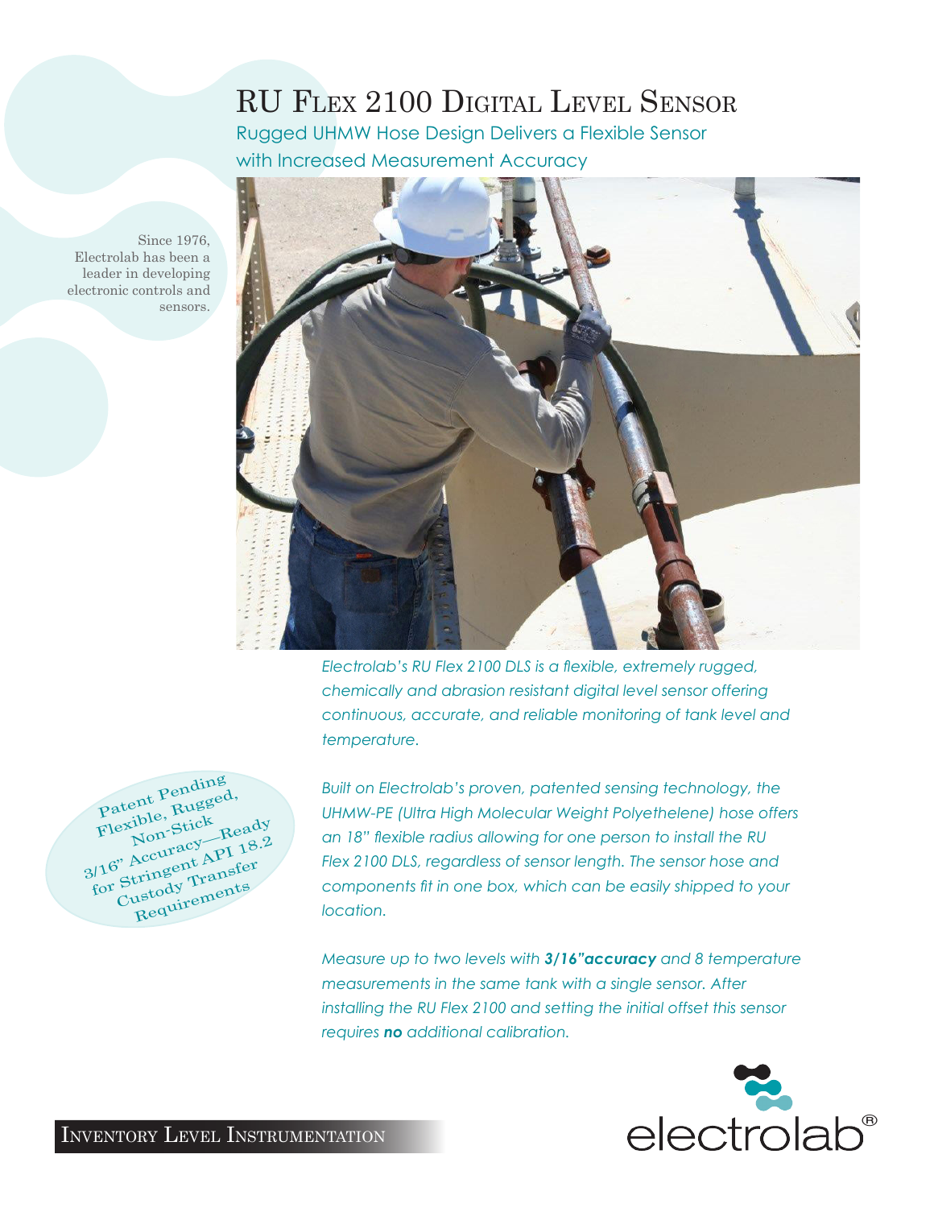# RU Flex 2100 Digital Level Sensor

## Rugged UHMW Hose Design Delivers a Flexible Sensor with Increased Measurement Accuracy

Since 1976, Electrolab has been a leader in developing electronic controls and sensors.

*Electrolab's RU Flex 2100 DLS is a flexible, extremely rugged, chemically and abrasion resistant digital level sensor offering continuous, accurate, and reliable monitoring of tank level and temperature.*

Patent Pending
Flexible, Rugged,
Non-Stick
3/16" Accuracy—Ready
for Stringent API 18.2
Custody Transfer
Requirements

*Built on Electrolab's proven, patented sensing technology, the UHMW-PE (Ultra High Molecular Weight Polyethelene) hose offers an 18" flexible radius allowing for one person to install the RU Flex 2100 DLS, regardless of sensor length. The sensor hose and components fit in one box, which can be easily shipped to your location.*

*Measure up to two levels with **3/16"accuracy** and 8 temperature measurements in the same tank with a single sensor. After installing the RU Flex 2100 and setting the initial offset this sensor requires **no** additional calibration.*

Inventory Level Instrumentation

electrolab®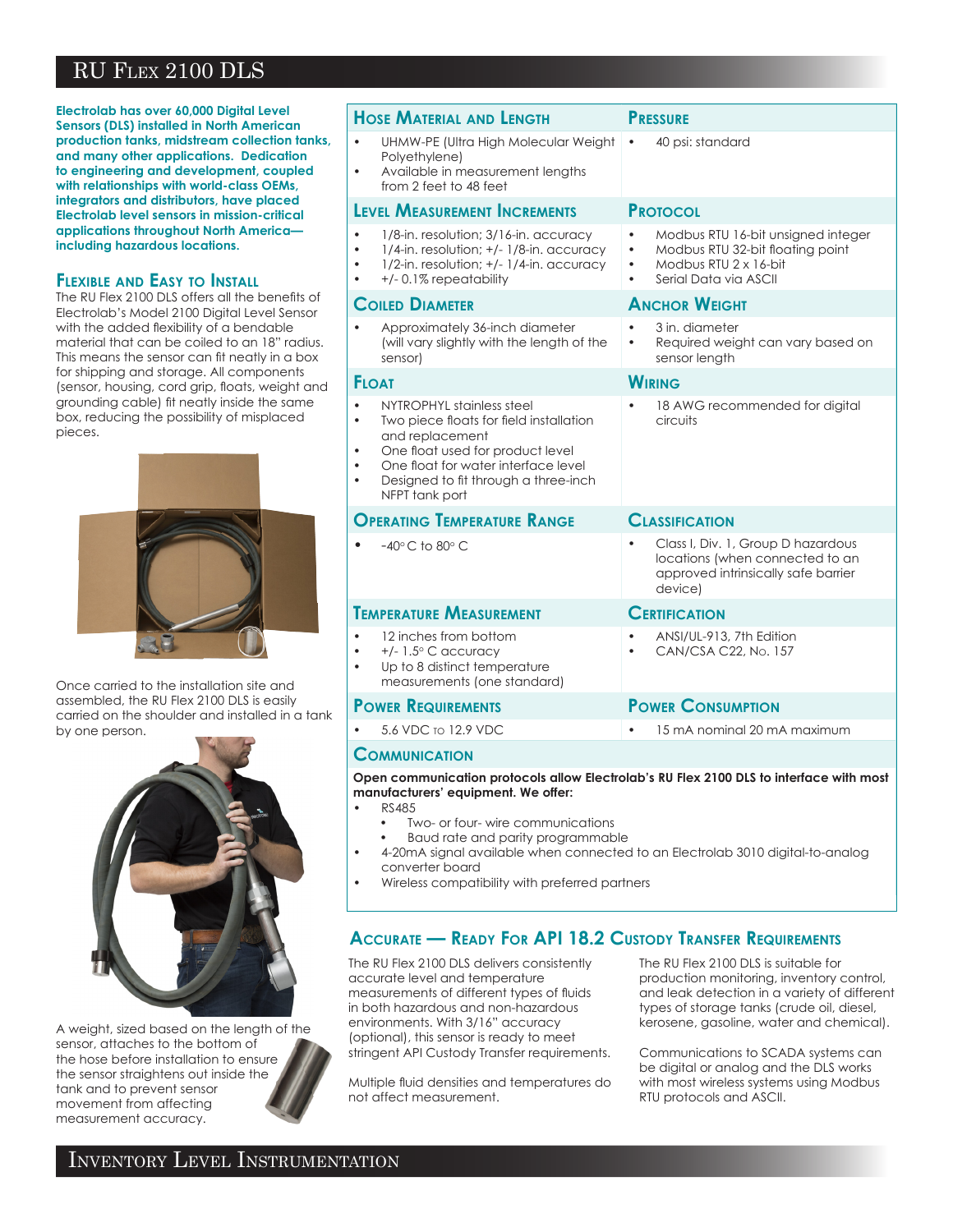# RU Flex 2100 DLS

**Electrolab has over 60,000 Digital Level Sensors (DLS) installed in North American production tanks, midstream collection tanks, and many other applications. Dedication to engineering and development, coupled with relationships with world-class OEMs, integrators and distributors, have placed Electrolab level sensors in mission-critical applications throughout North America—including hazardous locations.**

## Flexible and Easy to Install

The RU Flex 2100 DLS offers all the benefits of Electrolab's Model 2100 Digital Level Sensor with the added flexibility of a bendable material that can be coiled to an 18" radius. This means the sensor can fit neatly in a box for shipping and storage. All components (sensor, housing, cord grip, floats, weight and grounding cable) fit neatly inside the same box, reducing the possibility of misplaced pieces.

Once carried to the installation site and assembled, the RU Flex 2100 DLS is easily carried on the shoulder and installed in a tank by one person.

A weight, sized based on the length of the sensor, attaches to the bottom of the hose before installation to ensure the sensor straightens out inside the tank and to prevent sensor movement from affecting measurement accuracy.

### Hose Material and Length
- UHMW-PE (Ultra High Molecular Weight Polyethylene)
- Available in measurement lengths from 2 feet to 48 feet

### Pressure
- 40 psi: standard

### Level Measurement Increments
- 1/8-in. resolution; 3/16-in. accuracy
- 1/4-in. resolution; +/- 1/8-in. accuracy
- 1/2-in. resolution; +/- 1/4-in. accuracy
- +/- 0.1% repeatability

### Protocol
- Modbus RTU 16-bit unsigned integer
- Modbus RTU 32-bit floating point
- Modbus RTU 2 x 16-bit
- Serial Data via ASCII

### Coiled Diameter
- Approximately 36-inch diameter (will vary slightly with the length of the sensor)

### Anchor Weight
- 3 in. diameter
- Required weight can vary based on sensor length

### Float
- NYTROPHYL stainless steel
- Two piece floats for field installation and replacement
- One float used for product level
- One float for water interface level
- Designed to fit through a three-inch NFPT tank port

### Wiring
- 18 AWG recommended for digital circuits

### Operating Temperature Range
- -40° C to 80° C

### Classification
- Class I, Div. 1, Group D hazardous locations (when connected to an approved intrinsically safe barrier device)

### Temperature Measurement
- 12 inches from bottom
- +/- 1.5° C accuracy
- Up to 8 distinct temperature measurements (one standard)

### Certification
- ANSI/UL-913, 7th Edition
- CAN/CSA C22, No. 157

### Power Requirements
- 5.6 VDC to 12.9 VDC

### Power Consumption
- 15 mA nominal 20 mA maximum

### Communication

**Open communication protocols allow Electrolab's RU Flex 2100 DLS to interface with most manufacturers' equipment. We offer:**

- RS485
  - Two- or four- wire communications
  - Baud rate and parity programmable
- 4-20mA signal available when connected to an Electrolab 3010 digital-to-analog converter board
- Wireless compatibility with preferred partners

## Accurate — Ready For API 18.2 Custody Transfer Requirements

The RU Flex 2100 DLS delivers consistently accurate level and temperature measurements of different types of fluids in both hazardous and non-hazardous environments. With 3/16" accuracy (optional), this sensor is ready to meet stringent API Custody Transfer requirements.

Multiple fluid densities and temperatures do not affect measurement.

The RU Flex 2100 DLS is suitable for production monitoring, inventory control, and leak detection in a variety of different types of storage tanks (crude oil, diesel, kerosene, gasoline, water and chemical).

Communications to SCADA systems can be digital or analog and the DLS works with most wireless systems using Modbus RTU protocols and ASCII.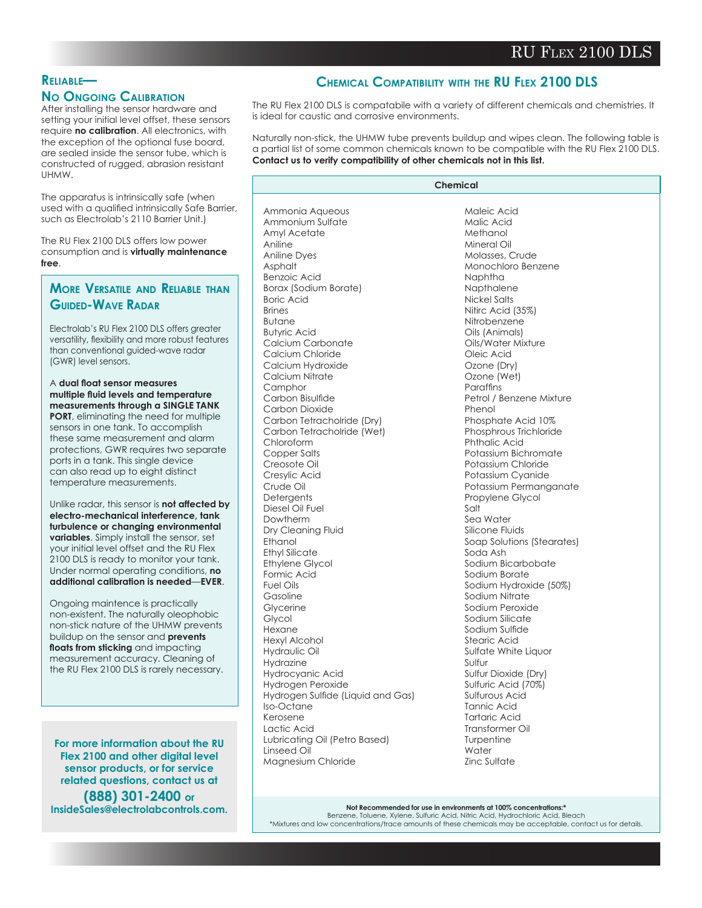## Reliable— No Ongoing Calibration

After installing the sensor hardware and setting your initial level offset, these sensors require **no calibration**. All electronics, with the exception of the optional fuse board, are sealed inside the sensor tube, which is constructed of rugged, abrasion resistant UHMW.

The apparatus is intrinsically safe (when used with a qualified intrinsically Safe Barrier, such as Electrolab's 2110 Barrier Unit.)

The RU Flex 2100 DLS offers low power consumption and is **virtually maintenance free**.

## More Versatile and Reliable than Guided-Wave Radar

Electrolab's RU Flex 2100 DLS offers greater versatility, flexibility and more robust features than conventional guided-wave radar (GWR) level sensors.

A **dual float sensor measures multiple fluid levels and temperature measurements through a SINGLE TANK PORT**, eliminating the need for multiple sensors in one tank. To accomplish these same measurement and alarm protections, GWR requires two separate ports in a tank. This single device can also read up to eight distinct temperature measurements.

Unlike radar, this sensor is **not affected by electro-mechanical interference, tank turbulence or changing environmental variables**. Simply install the sensor, set your initial level offset and the RU Flex 2100 DLS is ready to monitor your tank. Under normal operating conditions, **no additional calibration is needed**—**EVER**.

Ongoing maintence is practically non-existent. The naturally oleophobic non-stick nature of the UHMW prevents buildup on the sensor and **prevents floats from sticking** and impacting measurement accuracy. Cleaning of the RU Flex 2100 DLS is rarely necessary.

**For more information about the RU Flex 2100 and other digital level sensor products, or for service related questions, contact us at (888) 301-2400 or InsideSales@electrolabcontrols.com.**

## Chemical Compatibility with the RU Flex 2100 DLS

The RU Flex 2100 DLS is compatabile with a variety of different chemicals and chemistries. It is ideal for caustic and corrosive environments.

Naturally non-stick, the UHMW tube prevents buildup and wipes clean. The following table is a partial list of some common chemicals known to be compatible with the RU Flex 2100 DLS. **Contact us to verify compatibility of other chemicals not in this list.**

| Chemical | |
|---|---|
| Ammonia Aqueous | Maleic Acid |
| Ammonium Sulfate | Malic Acid |
| Amyl Acetate | Methanol |
| Aniline | Mineral Oil |
| Aniline Dyes | Molasses, Crude |
| Asphalt | Monochloro Benzene |
| Benzoic Acid | Naphtha |
| Borax (Sodium Borate) | Napthalene |
| Boric Acid | Nickel Salts |
| Brines | Nitirc Acid (35%) |
| Butane | Nitrobenzene |
| Butyric Acid | Oils (Animals) |
| Calcium Carbonate | Oils/Water Mixture |
| Calcium Chloride | Oleic Acid |
| Calcium Hydroxide | Ozone (Dry) |
| Calcium Nitrate | Ozone (Wet) |
| Camphor | Paraffins |
| Carbon Bisulfide | Petrol / Benzene Mixture |
| Carbon Dioxide | Phenol |
| Carbon Tetracholride (Dry) | Phosphate Acid 10% |
| Carbon Tetracholride (Wet) | Phosphrous Trichloride |
| Chloroform | Phthalic Acid |
| Copper Salts | Potassium Bichromate |
| Creosote Oil | Potassium Chloride |
| Cresylic Acid | Potassium Cyanide |
| Crude Oil | Potassium Permanganate |
| Detergents | Propylene Glycol |
| Diesel Oil Fuel | Salt |
| Dowtherm | Sea Water |
| Dry Cleaning Fluid | Silicone Fluids |
| Ethanol | Soap Solutions (Stearates) |
| Ethyl Silicate | Soda Ash |
| Ethylene Glycol | Sodium Bicarbobate |
| Formic Acid | Sodium Borate |
| Fuel Oils | Sodium Hydroxide (50%) |
| Gasoline | Sodium Nitrate |
| Glycerine | Sodium Peroxide |
| Glycol | Sodium Silicate |
| Hexane | Sodium Sulfide |
| Hexyl Alcohol | Stearic Acid |
| Hydraulic Oil | Sulfate White Liquor |
| Hydrazine | Sulfur |
| Hydrocyanic Acid | Sulfur Dioxide (Dry) |
| Hydrogen Peroxide | Sulfuric Acid (70%) |
| Hydrogen Sulfide (Liquid and Gas) | Sulfurous Acid |
| Iso-Octane | Tannic Acid |
| Kerosene | Tartaric Acid |
| Lactic Acid | Transformer Oil |
| Lubricating Oil (Petro Based) | Turpentine |
| Linseed Oil | Water |
| Magnesium Chloride | Zinc Sulfate |

**Not Recommended for use in environments at 100% concentrations:***
Benzene, Toluene, Xylene, Sulfuric Acid, Nitric Acid, Hydrochloric Acid, Bleach
*Mixtures and low concentrations/trace amounts of these chemicals may be acceptable, contact us for details.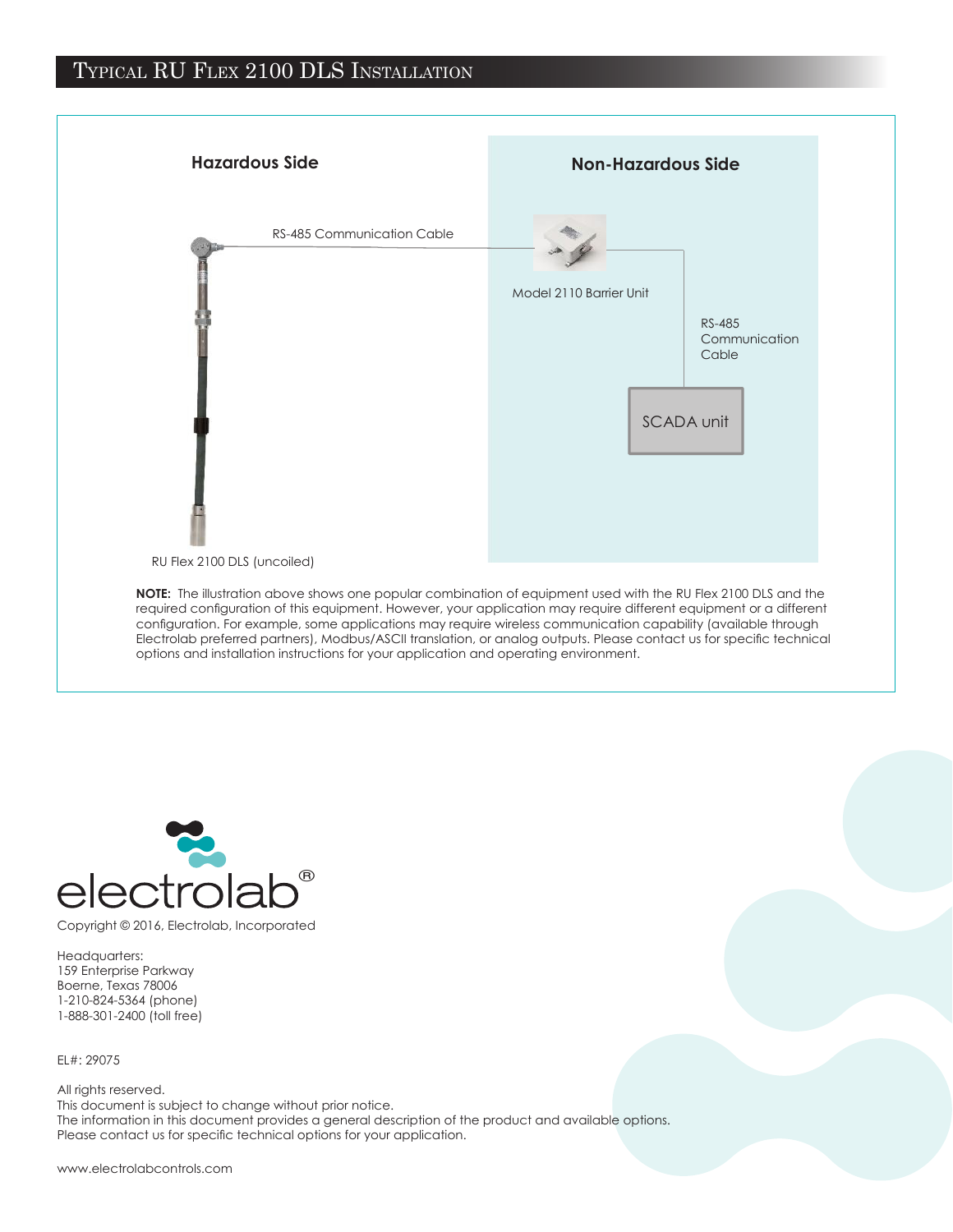## Typical RU Flex 2100 DLS Installation

**Hazardous Side**

**Non-Hazardous Side**

RS-485 Communication Cable

Model 2110 Barrier Unit

RS-485 Communication Cable

SCADA unit

RU Flex 2100 DLS (uncoiled)

**NOTE:** The illustration above shows one popular combination of equipment used with the RU Flex 2100 DLS and the required configuration of this equipment. However, your application may require different equipment or a different configuration. For example, some applications may require wireless communication capability (available through Electrolab preferred partners), Modbus/ASCII translation, or analog outputs. Please contact us for specific technical options and installation instructions for your application and operating environment.

electrolab®

Copyright © 2016, Electrolab, Incorporated

Headquarters:
159 Enterprise Parkway
Boerne, Texas 78006
1-210-824-5364 (phone)
1-888-301-2400 (toll free)

EL#: 29075

All rights reserved.
This document is subject to change without prior notice.
The information in this document provides a general description of the product and available options.
Please contact us for specific technical options for your application.

www.electrolabcontrols.com